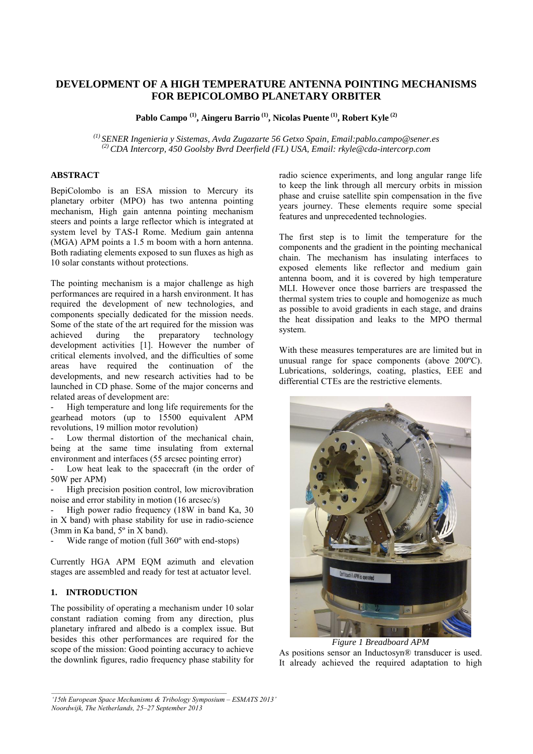# DEVELOPMENT OF A HIGH TEMPERATURE ANTENNA POINTING MECHANISMS FOR BEPICOLOMBO PLANETARY ORBITER

**Pablo Campo [(1)], Aingeru Barrio [(1)], Nicolas Puente [(1)], Robert Kyle [(2)]**

*[(1)] SENER Ingenieria y Sistemas, Avda Zugazarte 56 Getxo Spain, Email:pablo.campo@sener.es*
*[(2)] CDA Intercorp, 450 Goolsby Bvrd Deerfield (FL) USA, Email: rkyle@cda-intercorp.com*

## ABSTRACT

BepiColombo is an ESA mission to Mercury its planetary orbiter (MPO) has two antenna pointing mechanism, High gain antenna pointing mechanism steers and points a large reflector which is integrated at system level by TAS-I Rome. Medium gain antenna (MGA) APM points a 1.5 m boom with a horn antenna. Both radiating elements exposed to sun fluxes as high as 10 solar constants without protections.

The pointing mechanism is a major challenge as high performances are required in a harsh environment. It has required the development of new technologies, and components specially dedicated for the mission needs. Some of the state of the art required for the mission was achieved during the preparatory technology development activities [1]. However the number of critical elements involved, and the difficulties of some areas have required the continuation of the developments, and new research activities had to be launched in CD phase. Some of the major concerns and related areas of development are:

- High temperature and long life requirements for the gearhead motors (up to 15500 equivalent APM revolutions, 19 million motor revolution)
- Low thermal distortion of the mechanical chain, being at the same time insulating from external environment and interfaces (55 arcsec pointing error)
- Low heat leak to the spacecraft (in the order of 50W per APM)
- High precision position control, low microvibration noise and error stability in motion (16 arcsec/s)
- High power radio frequency (18W in band Ka, 30 in X band) with phase stability for use in radio-science (3mm in Ka band, 5º in X band).
- Wide range of motion (full 360º with end-stops)

Currently HGA APM EQM azimuth and elevation stages are assembled and ready for test at actuator level.

## 1. INTRODUCTION

The possibility of operating a mechanism under 10 solar constant radiation coming from any direction, plus planetary infrared and albedo is a complex issue. But besides this other performances are required for the scope of the mission: Good pointing accuracy to achieve the downlink figures, radio frequency phase stability for radio science experiments, and long angular range life to keep the link through all mercury orbits in mission phase and cruise satellite spin compensation in the five years journey. These elements require some special features and unprecedented technologies.

The first step is to limit the temperature for the components and the gradient in the pointing mechanical chain. The mechanism has insulating interfaces to exposed elements like reflector and medium gain antenna boom, and it is covered by high temperature MLI. However once those barriers are trespassed the thermal system tries to couple and homogenize as much as possible to avoid gradients in each stage, and drains the heat dissipation and leaks to the MPO thermal system.

With these measures temperatures are are limited but in unusual range for space components (above 200ºC). Lubrications, solderings, coating, plastics, EEE and differential CTEs are the restrictive elements.

*Figure 1 Breadboard APM*

As positions sensor an Inductosyn® transducer is used. It already achieved the required adaptation to high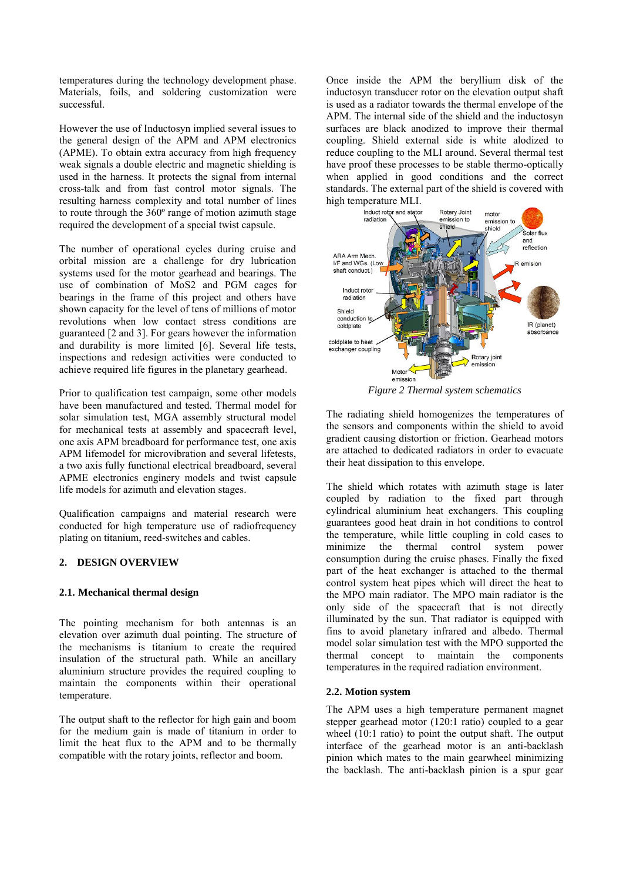temperatures during the technology development phase. Materials, foils, and soldering customization were successful.

However the use of Inductosyn implied several issues to the general design of the APM and APM electronics (APME). To obtain extra accuracy from high frequency weak signals a double electric and magnetic shielding is used in the harness. It protects the signal from internal cross-talk and from fast control motor signals. The resulting harness complexity and total number of lines to route through the 360º range of motion azimuth stage required the development of a special twist capsule.

The number of operational cycles during cruise and orbital mission are a challenge for dry lubrication systems used for the motor gearhead and bearings. The use of combination of MoS2 and PGM cages for bearings in the frame of this project and others have shown capacity for the level of tens of millions of motor revolutions when low contact stress conditions are guaranteed [2 and 3]. For gears however the information and durability is more limited [6]. Several life tests, inspections and redesign activities were conducted to achieve required life figures in the planetary gearhead.

Prior to qualification test campaign, some other models have been manufactured and tested. Thermal model for solar simulation test, MGA assembly structural model for mechanical tests at assembly and spacecraft level, one axis APM breadboard for performance test, one axis APM lifemodel for microvibration and several lifetests, a two axis fully functional electrical breadboard, several APME electronics enginery models and twist capsule life models for azimuth and elevation stages.

Qualification campaigns and material research were conducted for high temperature use of radiofrequency plating on titanium, reed-switches and cables.

## 2. DESIGN OVERVIEW

### 2.1. Mechanical thermal design

The pointing mechanism for both antennas is an elevation over azimuth dual pointing. The structure of the mechanisms is titanium to create the required insulation of the structural path. While an ancillary aluminium structure provides the required coupling to maintain the components within their operational temperature.

The output shaft to the reflector for high gain and boom for the medium gain is made of titanium in order to limit the heat flux to the APM and to be thermally compatible with the rotary joints, reflector and boom.

Once inside the APM the beryllium disk of the inductosyn transducer rotor on the elevation output shaft is used as a radiator towards the thermal envelope of the APM. The internal side of the shield and the inductosyn surfaces are black anodized to improve their thermal coupling. Shield external side is white alodized to reduce coupling to the MLI around. Several thermal test have proof these processes to be stable thermo-optically when applied in good conditions and the correct standards. The external part of the shield is covered with high temperature MLI.

*Figure 2 Thermal system schematics*

The radiating shield homogenizes the temperatures of the sensors and components within the shield to avoid gradient causing distortion or friction. Gearhead motors are attached to dedicated radiators in order to evacuate their heat dissipation to this envelope.

The shield which rotates with azimuth stage is later coupled by radiation to the fixed part through cylindrical aluminium heat exchangers. This coupling guarantees good heat drain in hot conditions to control the temperature, while little coupling in cold cases to minimize the thermal control system power consumption during the cruise phases. Finally the fixed part of the heat exchanger is attached to the thermal control system heat pipes which will direct the heat to the MPO main radiator. The MPO main radiator is the only side of the spacecraft that is not directly illuminated by the sun. That radiator is equipped with fins to avoid planetary infrared and albedo. Thermal model solar simulation test with the MPO supported the thermal concept to maintain the components temperatures in the required radiation environment.

### 2.2. Motion system

The APM uses a high temperature permanent magnet stepper gearhead motor (120:1 ratio) coupled to a gear wheel (10:1 ratio) to point the output shaft. The output interface of the gearhead motor is an anti-backlash pinion which mates to the main gearwheel minimizing the backlash. The anti-backlash pinion is a spur gear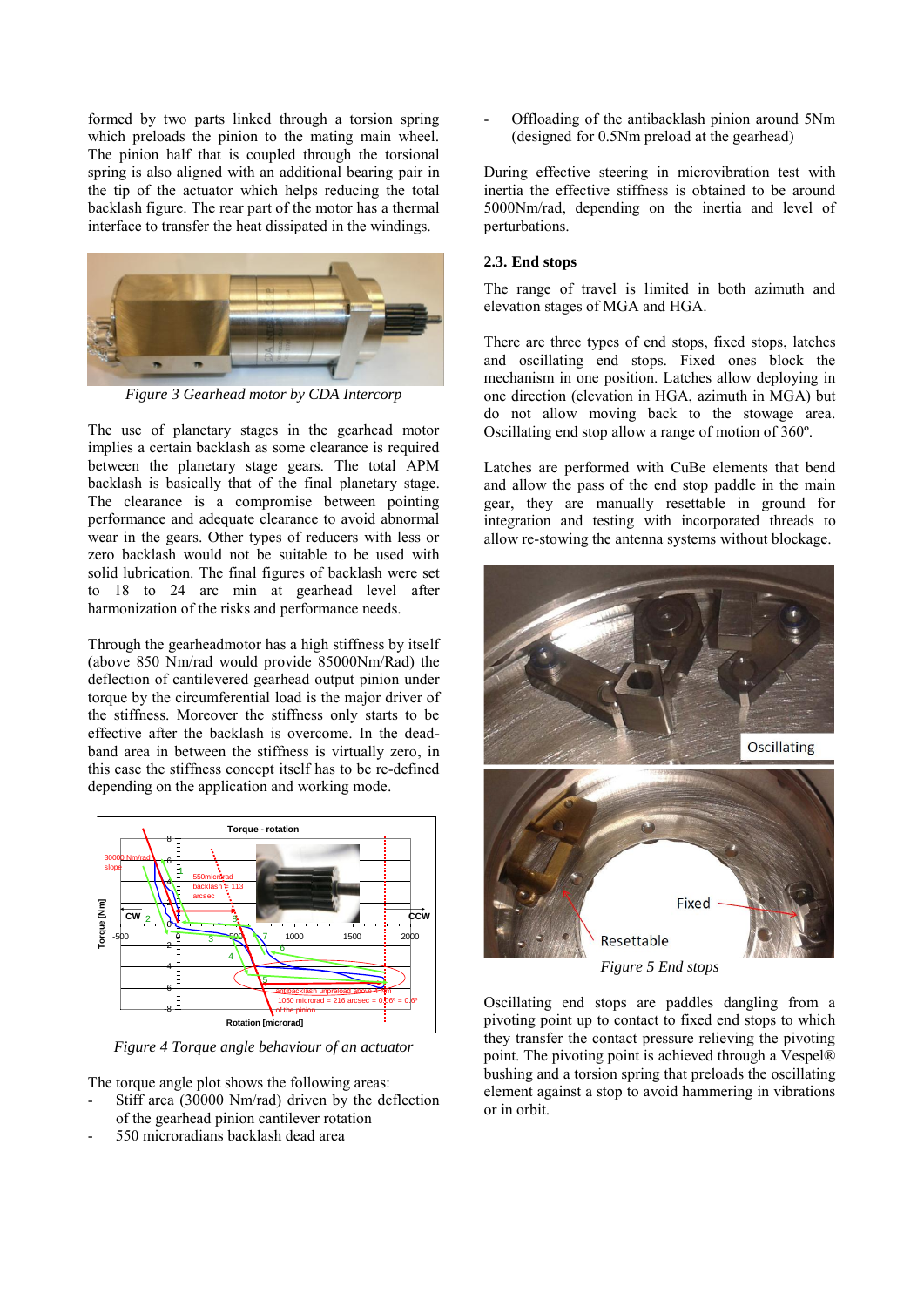formed by two parts linked through a torsion spring which preloads the pinion to the mating main wheel. The pinion half that is coupled through the torsional spring is also aligned with an additional bearing pair in the tip of the actuator which helps reducing the total backlash figure. The rear part of the motor has a thermal interface to transfer the heat dissipated in the windings.

*Figure 3 Gearhead motor by CDA Intercorp*

The use of planetary stages in the gearhead motor implies a certain backlash as some clearance is required between the planetary stage gears. The total APM backlash is basically that of the final planetary stage. The clearance is a compromise between pointing performance and adequate clearance to avoid abnormal wear in the gears. Other types of reducers with less or zero backlash would not be suitable to be used with solid lubrication. The final figures of backlash were set to 18 to 24 arc min at gearhead level after harmonization of the risks and performance needs.

Through the gearheadmotor has a high stiffness by itself (above 850 Nm/rad would provide 85000Nm/Rad) the deflection of cantilevered gearhead output pinion under torque by the circumferential load is the major driver of the stiffness. Moreover the stiffness only starts to be effective after the backlash is overcome. In the dead-band area in between the stiffness is virtually zero, in this case the stiffness concept itself has to be re-defined depending on the application and working mode.

*Figure 4 Torque angle behaviour of an actuator*

The torque angle plot shows the following areas:

- Stiff area (30000 Nm/rad) driven by the deflection of the gearhead pinion cantilever rotation
- 550 microradians backlash dead area
- Offloading of the antibacklash pinion around 5Nm (designed for 0.5Nm preload at the gearhead)

During effective steering in microvibration test with inertia the effective stiffness is obtained to be around 5000Nm/rad, depending on the inertia and level of perturbations.

### 2.3. End stops

The range of travel is limited in both azimuth and elevation stages of MGA and HGA.

There are three types of end stops, fixed stops, latches and oscillating end stops. Fixed ones block the mechanism in one position. Latches allow deploying in one direction (elevation in HGA, azimuth in MGA) but do not allow moving back to the stowage area. Oscillating end stop allow a range of motion of 360º.

Latches are performed with CuBe elements that bend and allow the pass of the end stop paddle in the main gear, they are manually resettable in ground for integration and testing with incorporated threads to allow re-stowing the antenna systems without blockage.

*Figure 5 End stops*

Oscillating end stops are paddles dangling from a pivoting point up to contact to fixed end stops to which they transfer the contact pressure relieving the pivoting point. The pivoting point is achieved through a Vespel® bushing and a torsion spring that preloads the oscillating element against a stop to avoid hammering in vibrations or in orbit.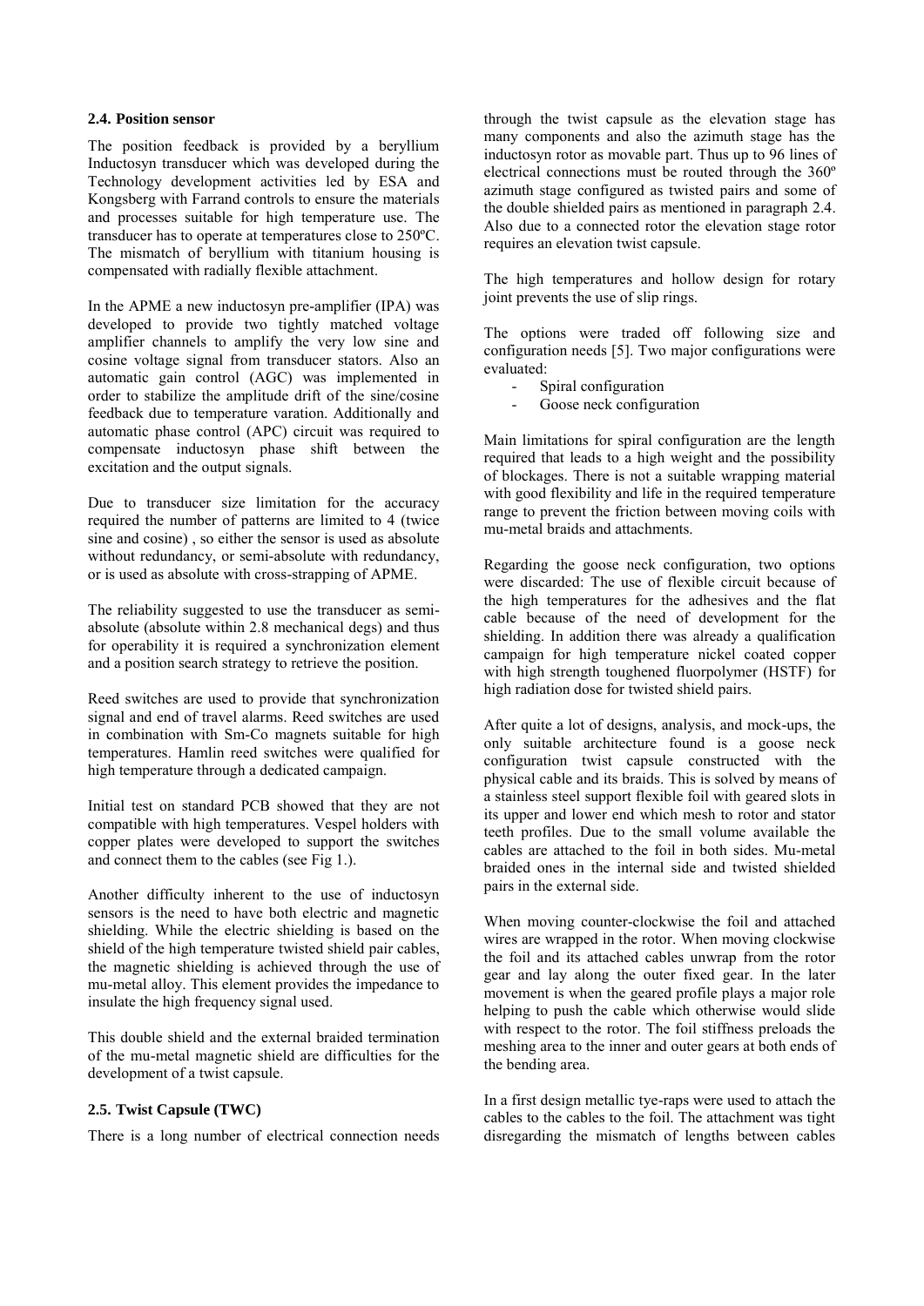### 2.4. Position sensor

The position feedback is provided by a beryllium Inductosyn transducer which was developed during the Technology development activities led by ESA and Kongsberg with Farrand controls to ensure the materials and processes suitable for high temperature use. The transducer has to operate at temperatures close to 250ºC. The mismatch of beryllium with titanium housing is compensated with radially flexible attachment.

In the APME a new inductosyn pre-amplifier (IPA) was developed to provide two tightly matched voltage amplifier channels to amplify the very low sine and cosine voltage signal from transducer stators. Also an automatic gain control (AGC) was implemented in order to stabilize the amplitude drift of the sine/cosine feedback due to temperature varation. Additionally and automatic phase control (APC) circuit was required to compensate inductosyn phase shift between the excitation and the output signals.

Due to transducer size limitation for the accuracy required the number of patterns are limited to 4 (twice sine and cosine) , so either the sensor is used as absolute without redundancy, or semi-absolute with redundancy, or is used as absolute with cross-strapping of APME.

The reliability suggested to use the transducer as semi-absolute (absolute within 2.8 mechanical degs) and thus for operability it is required a synchronization element and a position search strategy to retrieve the position.

Reed switches are used to provide that synchronization signal and end of travel alarms. Reed switches are used in combination with Sm-Co magnets suitable for high temperatures. Hamlin reed switches were qualified for high temperature through a dedicated campaign.

Initial test on standard PCB showed that they are not compatible with high temperatures. Vespel holders with copper plates were developed to support the switches and connect them to the cables (see Fig 1.).

Another difficulty inherent to the use of inductosyn sensors is the need to have both electric and magnetic shielding. While the electric shielding is based on the shield of the high temperature twisted shield pair cables, the magnetic shielding is achieved through the use of mu-metal alloy. This element provides the impedance to insulate the high frequency signal used.

This double shield and the external braided termination of the mu-metal magnetic shield are difficulties for the development of a twist capsule.

### 2.5. Twist Capsule (TWC)

There is a long number of electrical connection needs through the twist capsule as the elevation stage has many components and also the azimuth stage has the inductosyn rotor as movable part. Thus up to 96 lines of electrical connections must be routed through the 360º azimuth stage configured as twisted pairs and some of the double shielded pairs as mentioned in paragraph 2.4. Also due to a connected rotor the elevation stage rotor requires an elevation twist capsule.

The high temperatures and hollow design for rotary joint prevents the use of slip rings.

The options were traded off following size and configuration needs [5]. Two major configurations were evaluated:

- Spiral configuration
- Goose neck configuration

Main limitations for spiral configuration are the length required that leads to a high weight and the possibility of blockages. There is not a suitable wrapping material with good flexibility and life in the required temperature range to prevent the friction between moving coils with mu-metal braids and attachments.

Regarding the goose neck configuration, two options were discarded: The use of flexible circuit because of the high temperatures for the adhesives and the flat cable because of the need of development for the shielding. In addition there was already a qualification campaign for high temperature nickel coated copper with high strength toughened fluorpolymer (HSTF) for high radiation dose for twisted shield pairs.

After quite a lot of designs, analysis, and mock-ups, the only suitable architecture found is a goose neck configuration twist capsule constructed with the physical cable and its braids. This is solved by means of a stainless steel support flexible foil with geared slots in its upper and lower end which mesh to rotor and stator teeth profiles. Due to the small volume available the cables are attached to the foil in both sides. Mu-metal braided ones in the internal side and twisted shielded pairs in the external side.

When moving counter-clockwise the foil and attached wires are wrapped in the rotor. When moving clockwise the foil and its attached cables unwrap from the rotor gear and lay along the outer fixed gear. In the later movement is when the geared profile plays a major role helping to push the cable which otherwise would slide with respect to the rotor. The foil stiffness preloads the meshing area to the inner and outer gears at both ends of the bending area.

In a first design metallic tye-raps were used to attach the cables to the cables to the foil. The attachment was tight disregarding the mismatch of lengths between cables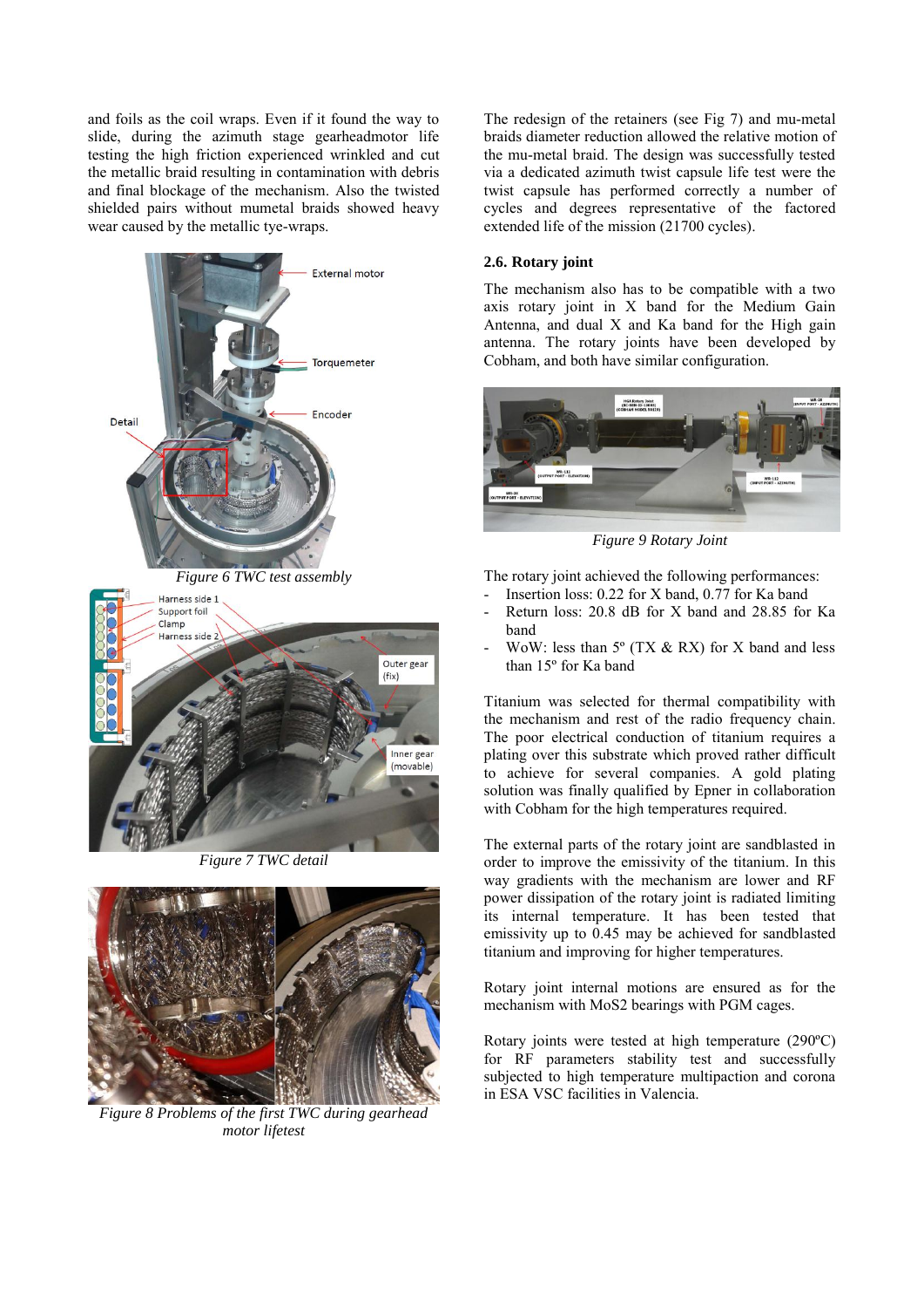and foils as the coil wraps. Even if it found the way to slide, during the azimuth stage gearheadmotor life testing the high friction experienced wrinkled and cut the metallic braid resulting in contamination with debris and final blockage of the mechanism. Also the twisted shielded pairs without mumetal braids showed heavy wear caused by the metallic tye-wraps.

*Figure 6 TWC test assembly*

*Figure 7 TWC detail*

*Figure 8 Problems of the first TWC during gearhead motor lifetest*

The redesign of the retainers (see Fig 7) and mu-metal braids diameter reduction allowed the relative motion of the mu-metal braid. The design was successfully tested via a dedicated azimuth twist capsule life test were the twist capsule has performed correctly a number of cycles and degrees representative of the factored extended life of the mission (21700 cycles).

### 2.6. Rotary joint

The mechanism also has to be compatible with a two axis rotary joint in X band for the Medium Gain Antenna, and dual X and Ka band for the High gain antenna. The rotary joints have been developed by Cobham, and both have similar configuration.

*Figure 9 Rotary Joint*

The rotary joint achieved the following performances:

- Insertion loss: 0.22 for X band, 0.77 for Ka band
- Return loss: 20.8 dB for X band and 28.85 for Ka band
- WoW: less than 5º (TX & RX) for X band and less than 15º for Ka band

Titanium was selected for thermal compatibility with the mechanism and rest of the radio frequency chain. The poor electrical conduction of titanium requires a plating over this substrate which proved rather difficult to achieve for several companies. A gold plating solution was finally qualified by Epner in collaboration with Cobham for the high temperatures required.

The external parts of the rotary joint are sandblasted in order to improve the emissivity of the titanium. In this way gradients with the mechanism are lower and RF power dissipation of the rotary joint is radiated limiting its internal temperature. It has been tested that emissivity up to 0.45 may be achieved for sandblasted titanium and improving for higher temperatures.

Rotary joint internal motions are ensured as for the mechanism with $MoS_2$ bearings with PGM cages.

Rotary joints were tested at high temperature (290ºC) for RF parameters stability test and successfully subjected to high temperature multipaction and corona in ESA VSC facilities in Valencia.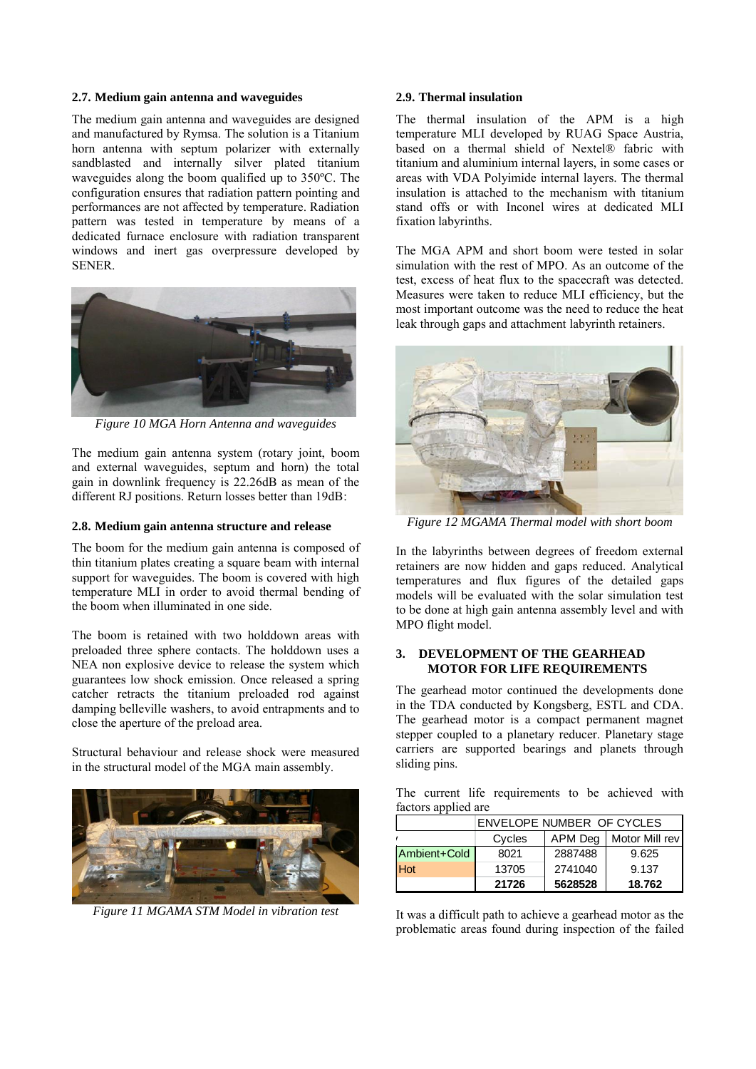### 2.7. Medium gain antenna and waveguides

The medium gain antenna and waveguides are designed and manufactured by Rymsa. The solution is a Titanium horn antenna with septum polarizer with externally sandblasted and internally silver plated titanium waveguides along the boom qualified up to 350ºC. The configuration ensures that radiation pattern pointing and performances are not affected by temperature. Radiation pattern was tested in temperature by means of a dedicated furnace enclosure with radiation transparent windows and inert gas overpressure developed by SENER.

*Figure 10 MGA Horn Antenna and waveguides*

The medium gain antenna system (rotary joint, boom and external waveguides, septum and horn) the total gain in downlink frequency is 22.26dB as mean of the different RJ positions. Return losses better than 19dB:

### 2.8. Medium gain antenna structure and release

The boom for the medium gain antenna is composed of thin titanium plates creating a square beam with internal support for waveguides. The boom is covered with high temperature MLI in order to avoid thermal bending of the boom when illuminated in one side.

The boom is retained with two holddown areas with preloaded three sphere contacts. The holddown uses a NEA non explosive device to release the system which guarantees low shock emission. Once released a spring catcher retracts the titanium preloaded rod against damping belleville washers, to avoid entrapments and to close the aperture of the preload area.

Structural behaviour and release shock were measured in the structural model of the MGA main assembly.

*Figure 11 MGAMA STM Model in vibration test*

### 2.9. Thermal insulation

The thermal insulation of the APM is a high temperature MLI developed by RUAG Space Austria, based on a thermal shield of Nextel® fabric with titanium and aluminium internal layers, in some cases or areas with VDA Polyimide internal layers. The thermal insulation is attached to the mechanism with titanium stand offs or with Inconel wires at dedicated MLI fixation labyrinths.

The MGA APM and short boom were tested in solar simulation with the rest of MPO. As an outcome of the test, excess of heat flux to the spacecraft was detected. Measures were taken to reduce MLI efficiency, but the most important outcome was the need to reduce the heat leak through gaps and attachment labyrinth retainers.

*Figure 12 MGAMA Thermal model with short boom*

In the labyrinths between degrees of freedom external retainers are now hidden and gaps reduced. Analytical temperatures and flux figures of the detailed gaps models will be evaluated with the solar simulation test to be done at high gain antenna assembly level and with MPO flight model.

## 3. DEVELOPMENT OF THE GEARHEAD MOTOR FOR LIFE REQUIREMENTS

The gearhead motor continued the developments done in the TDA conducted by Kongsberg, ESTL and CDA. The gearhead motor is a compact permanent magnet stepper coupled to a planetary reducer. Planetary stage carriers are supported bearings and planets through sliding pins.

The current life requirements to be achieved with factors applied are

| | ENVELOPE NUMBER OF CYCLES | | |
|---|---|---|---|
| | Cycles | APM Deg | Motor Mill rev |
| Ambient+Cold | 8021 | 2887488 | 9.625 |
| Hot | 13705 | 2741040 | 9.137 |
| | **21726** | **5628528** | **18.762** |

It was a difficult path to achieve a gearhead motor as the problematic areas found during inspection of the failed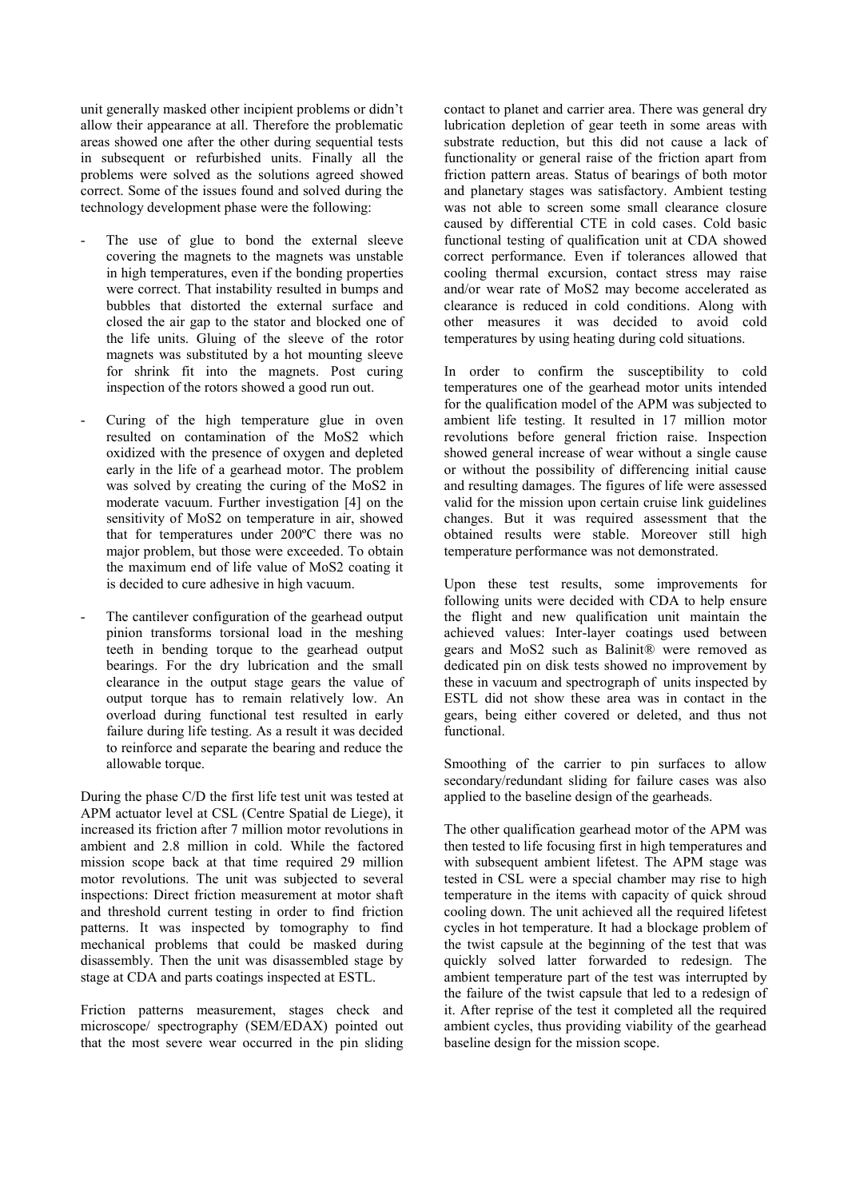unit generally masked other incipient problems or didn't allow their appearance at all. Therefore the problematic areas showed one after the other during sequential tests in subsequent or refurbished units. Finally all the problems were solved as the solutions agreed showed correct. Some of the issues found and solved during the technology development phase were the following:

- The use of glue to bond the external sleeve covering the magnets to the magnets was unstable in high temperatures, even if the bonding properties were correct. That instability resulted in bumps and bubbles that distorted the external surface and closed the air gap to the stator and blocked one of the life units. Gluing of the sleeve of the rotor magnets was substituted by a hot mounting sleeve for shrink fit into the magnets. Post curing inspection of the rotors showed a good run out.
- Curing of the high temperature glue in oven resulted on contamination of the $MoS_2$ which oxidized with the presence of oxygen and depleted early in the life of a gearhead motor. The problem was solved by creating the curing of the $MoS_2$ in moderate vacuum. Further investigation [4] on the sensitivity of $MoS_2$ on temperature in air, showed that for temperatures under 200ºC there was no major problem, but those were exceeded. To obtain the maximum end of life value of $MoS_2$ coating it is decided to cure adhesive in high vacuum.
- The cantilever configuration of the gearhead output pinion transforms torsional load in the meshing teeth in bending torque to the gearhead output bearings. For the dry lubrication and the small clearance in the output stage gears the value of output torque has to remain relatively low. An overload during functional test resulted in early failure during life testing. As a result it was decided to reinforce and separate the bearing and reduce the allowable torque.

During the phase C/D the first life test unit was tested at APM actuator level at CSL (Centre Spatial de Liege), it increased its friction after 7 million motor revolutions in ambient and 2.8 million in cold. While the factored mission scope back at that time required 29 million motor revolutions. The unit was subjected to several inspections: Direct friction measurement at motor shaft and threshold current testing in order to find friction patterns. It was inspected by tomography to find mechanical problems that could be masked during disassembly. Then the unit was disassembled stage by stage at CDA and parts coatings inspected at ESTL.

Friction patterns measurement, stages check and microscope/ spectrography (SEM/EDAX) pointed out that the most severe wear occurred in the pin sliding contact to planet and carrier area. There was general dry lubrication depletion of gear teeth in some areas with substrate reduction, but this did not cause a lack of functionality or general raise of the friction apart from friction pattern areas. Status of bearings of both motor and planetary stages was satisfactory. Ambient testing was not able to screen some small clearance closure caused by differential CTE in cold cases. Cold basic functional testing of qualification unit at CDA showed correct performance. Even if tolerances allowed that cooling thermal excursion, contact stress may raise and/or wear rate of $MoS_2$ may become accelerated as clearance is reduced in cold conditions. Along with other measures it was decided to avoid cold temperatures by using heating during cold situations.

In order to confirm the susceptibility to cold temperatures one of the gearhead motor units intended for the qualification model of the APM was subjected to ambient life testing. It resulted in 17 million motor revolutions before general friction raise. Inspection showed general increase of wear without a single cause or without the possibility of differencing initial cause and resulting damages. The figures of life were assessed valid for the mission upon certain cruise link guidelines changes. But it was required assessment that the obtained results were stable. Moreover still high temperature performance was not demonstrated.

Upon these test results, some improvements for following units were decided with CDA to help ensure the flight and new qualification unit maintain the achieved values: Inter-layer coatings used between gears and $MoS_2$ such as Balinit® were removed as dedicated pin on disk tests showed no improvement by these in vacuum and spectrograph of units inspected by ESTL did not show these area was in contact in the gears, being either covered or deleted, and thus not functional.

Smoothing of the carrier to pin surfaces to allow secondary/redundant sliding for failure cases was also applied to the baseline design of the gearheads.

The other qualification gearhead motor of the APM was then tested to life focusing first in high temperatures and with subsequent ambient lifetest. The APM stage was tested in CSL were a special chamber may rise to high temperature in the items with capacity of quick shroud cooling down. The unit achieved all the required lifetest cycles in hot temperature. It had a blockage problem of the twist capsule at the beginning of the test that was quickly solved latter forwarded to redesign. The ambient temperature part of the test was interrupted by the failure of the twist capsule that led to a redesign of it. After reprise of the test it completed all the required ambient cycles, thus providing viability of the gearhead baseline design for the mission scope.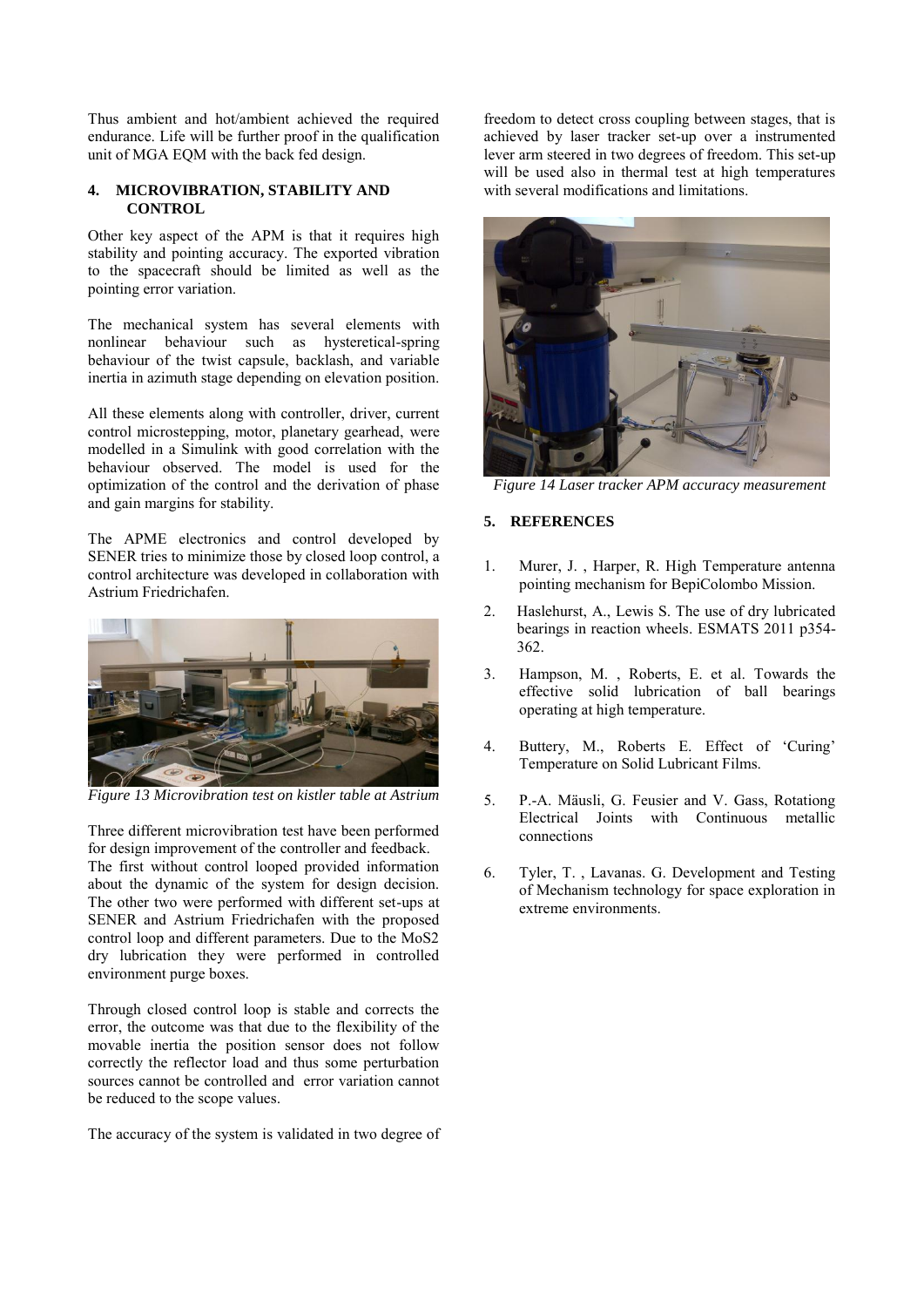Thus ambient and hot/ambient achieved the required endurance. Life will be further proof in the qualification unit of MGA EQM with the back fed design.

## 4. MICROVIBRATION, STABILITY AND CONTROL

Other key aspect of the APM is that it requires high stability and pointing accuracy. The exported vibration to the spacecraft should be limited as well as the pointing error variation.

The mechanical system has several elements with nonlinear behaviour such as hysteretical-spring behaviour of the twist capsule, backlash, and variable inertia in azimuth stage depending on elevation position.

All these elements along with controller, driver, current control microstepping, motor, planetary gearhead, were modelled in a Simulink with good correlation with the behaviour observed. The model is used for the optimization of the control and the derivation of phase and gain margins for stability.

The APME electronics and control developed by SENER tries to minimize those by closed loop control, a control architecture was developed in collaboration with Astrium Friedrichafen.

*Figure 13 Microvibration test on kistler table at Astrium*

Three different microvibration test have been performed for design improvement of the controller and feedback. The first without control looped provided information about the dynamic of the system for design decision. The other two were performed with different set-ups at SENER and Astrium Friedrichafen with the proposed control loop and different parameters. Due to the MoS2 dry lubrication they were performed in controlled environment purge boxes.

Through closed control loop is stable and corrects the error, the outcome was that due to the flexibility of the movable inertia the position sensor does not follow correctly the reflector load and thus some perturbation sources cannot be controlled and error variation cannot be reduced to the scope values.

The accuracy of the system is validated in two degree of freedom to detect cross coupling between stages, that is achieved by laser tracker set-up over a instrumented lever arm steered in two degrees of freedom. This set-up will be used also in thermal test at high temperatures with several modifications and limitations.

*Figure 14 Laser tracker APM accuracy measurement*

## 5. REFERENCES

1. Murer, J. , Harper, R. High Temperature antenna pointing mechanism for BepiColombo Mission.
2. Haslehurst, A., Lewis S. The use of dry lubricated bearings in reaction wheels. ESMATS 2011 p354-362.
3. Hampson, M. , Roberts, E. et al. Towards the effective solid lubrication of ball bearings operating at high temperature.
4. Buttery, M., Roberts E. Effect of 'Curing' Temperature on Solid Lubricant Films.
5. P.-A. Mäusli, G. Feusier and V. Gass, Rotationg Electrical Joints with Continuous metallic connections
6. Tyler, T. , Lavanas. G. Development and Testing of Mechanism technology for space exploration in extreme environments.